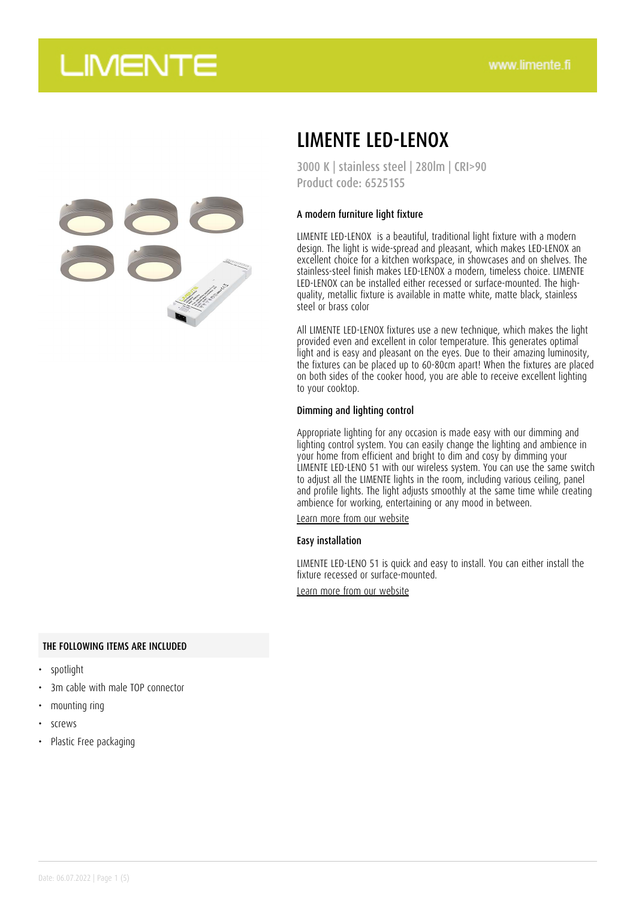# LIMENTE LED-LENOX

3000 K | stainless steel | 280lm | CRI>90
Product code: 65251S5

### A modern furniture light fixture

LIMENTE LED-LENOX is a beautiful, traditional light fixture with a modern design. The light is wide-spread and pleasant, which makes LED-LENOX an excellent choice for a kitchen workspace, in showcases and on shelves. The stainless-steel finish makes LED-LENOX a modern, timeless choice. LIMENTE LED-LENOX can be installed either recessed or surface-mounted. The high-quality, metallic fixture is available in matte white, matte black, stainless steel or brass color

All LIMENTE LED-LENOX fixtures use a new technique, which makes the light provided even and excellent in color temperature. This generates optimal light and is easy and pleasant on the eyes. Due to their amazing luminosity, the fixtures can be placed up to 60-80cm apart! When the fixtures are placed on both sides of the cooker hood, you are able to receive excellent lighting to your cooktop.

### Dimming and lighting control

Appropriate lighting for any occasion is made easy with our dimming and lighting control system. You can easily change the lighting and ambience in your home from efficient and bright to dim and cosy by dimming your LIMENTE LED-LENO 51 with our wireless system. You can use the same switch to adjust all the LIMENTE lights in the room, including various ceiling, panel and profile lights. The light adjusts smoothly at the same time while creating ambience for working, entertaining or any mood in between.

Learn more from our website

### Easy installation

LIMENTE LED-LENO 51 is quick and easy to install. You can either install the fixture recessed or surface-mounted.

Learn more from our website

### THE FOLLOWING ITEMS ARE INCLUDED

- spotlight
- 3m cable with male TOP connector
- mounting ring
- screws
- Plastic Free packaging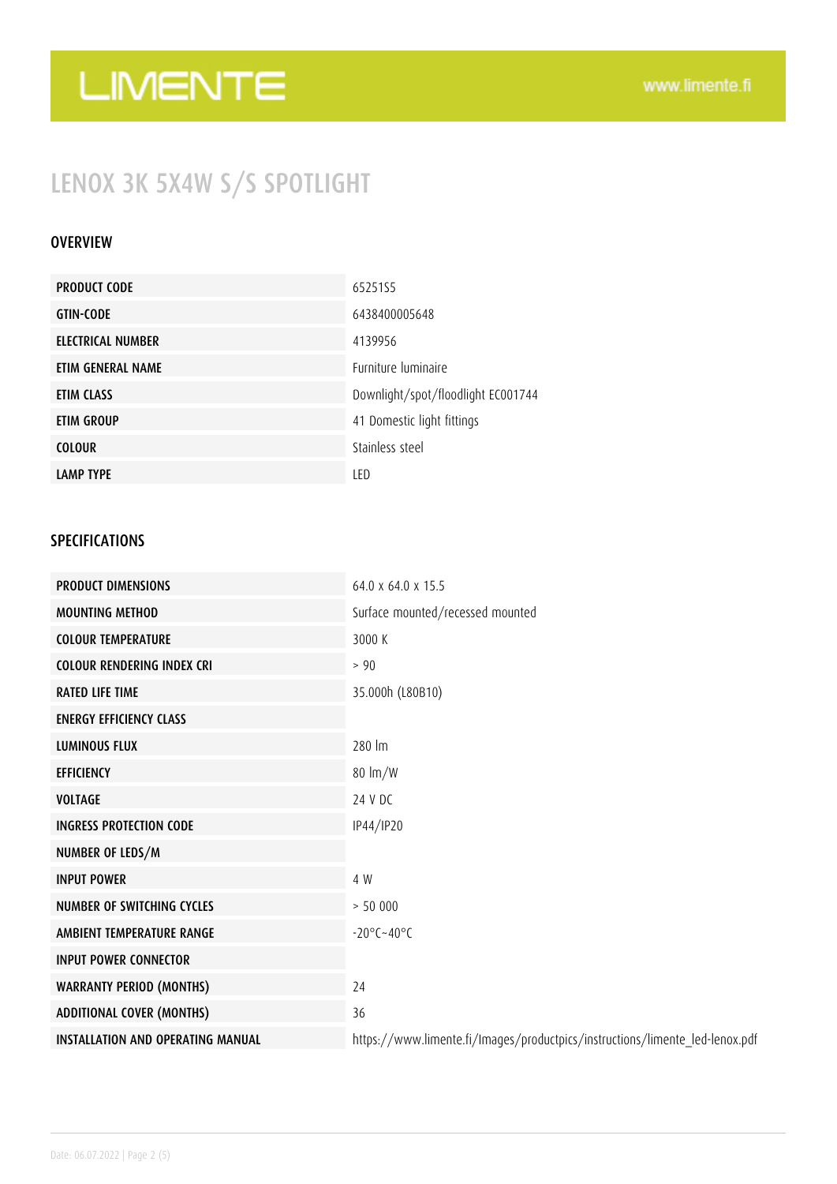LIMENTE

www.limente.fi

# LENOX 3K 5X4W S/S SPOTLIGHT

## OVERVIEW

| | |
|---|---|
| PRODUCT CODE | 65251S5 |
| GTIN-CODE | 6438400005648 |
| ELECTRICAL NUMBER | 4139956 |
| ETIM GENERAL NAME | Furniture luminaire |
| ETIM CLASS | Downlight/spot/floodlight EC001744 |
| ETIM GROUP | 41 Domestic light fittings |
| COLOUR | Stainless steel |
| LAMP TYPE | LED |

## SPECIFICATIONS

| | |
|---|---|
| PRODUCT DIMENSIONS | 64.0 x 64.0 x 15.5 |
| MOUNTING METHOD | Surface mounted/recessed mounted |
| COLOUR TEMPERATURE | 3000 K |
| COLOUR RENDERING INDEX CRI | > 90 |
| RATED LIFE TIME | 35.000h (L80B10) |
| ENERGY EFFICIENCY CLASS | |
| LUMINOUS FLUX | 280 lm |
| EFFICIENCY | 80 lm/W |
| VOLTAGE | 24 V DC |
| INGRESS PROTECTION CODE | IP44/IP20 |
| NUMBER OF LEDS/M | |
| INPUT POWER | 4 W |
| NUMBER OF SWITCHING CYCLES | > 50 000 |
| AMBIENT TEMPERATURE RANGE | -20°C~40°C |
| INPUT POWER CONNECTOR | |
| WARRANTY PERIOD (MONTHS) | 24 |
| ADDITIONAL COVER (MONTHS) | 36 |
| INSTALLATION AND OPERATING MANUAL | https://www.limente.fi/Images/productpics/instructions/limente_led-lenox.pdf |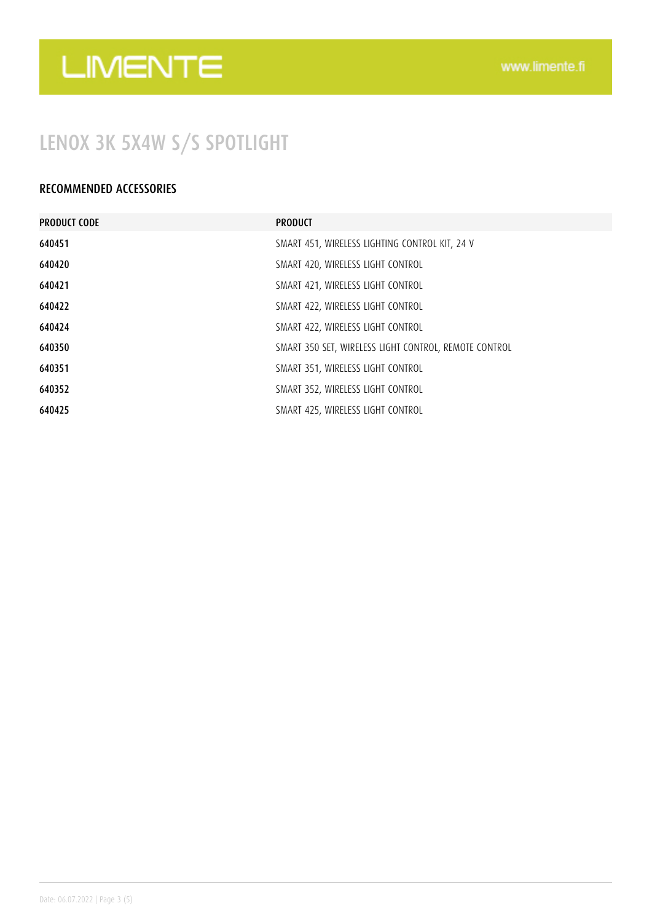# LENOX 3K 5X4W S/S SPOTLIGHT

## RECOMMENDED ACCESSORIES

| PRODUCT CODE | PRODUCT |
| --- | --- |
| 640451 | SMART 451, WIRELESS LIGHTING CONTROL KIT, 24 V |
| 640420 | SMART 420, WIRELESS LIGHT CONTROL |
| 640421 | SMART 421, WIRELESS LIGHT CONTROL |
| 640422 | SMART 422, WIRELESS LIGHT CONTROL |
| 640424 | SMART 422, WIRELESS LIGHT CONTROL |
| 640350 | SMART 350 SET, WIRELESS LIGHT CONTROL, REMOTE CONTROL |
| 640351 | SMART 351, WIRELESS LIGHT CONTROL |
| 640352 | SMART 352, WIRELESS LIGHT CONTROL |
| 640425 | SMART 425, WIRELESS LIGHT CONTROL |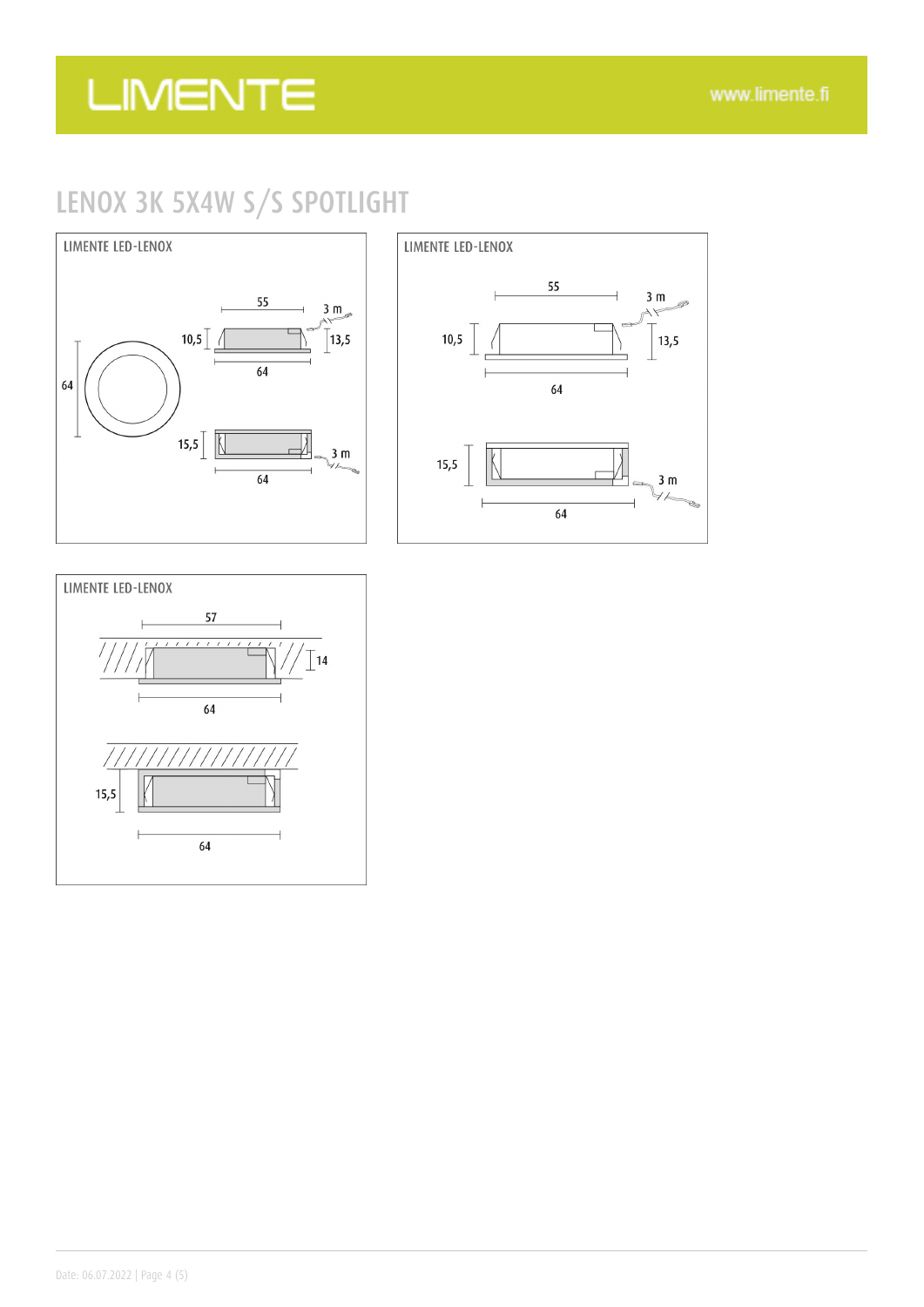# LENOX 3K 5X4W S/S SPOTLIGHT

LIMENTE LED-LENOX

55

3 m

10,5

13,5

64

64

15,5

3 m

64

LIMENTE LED-LENOX

55

3 m

10,5

13,5

64

15,5

3 m

64

LIMENTE LED-LENOX

57

14

64

15,5

64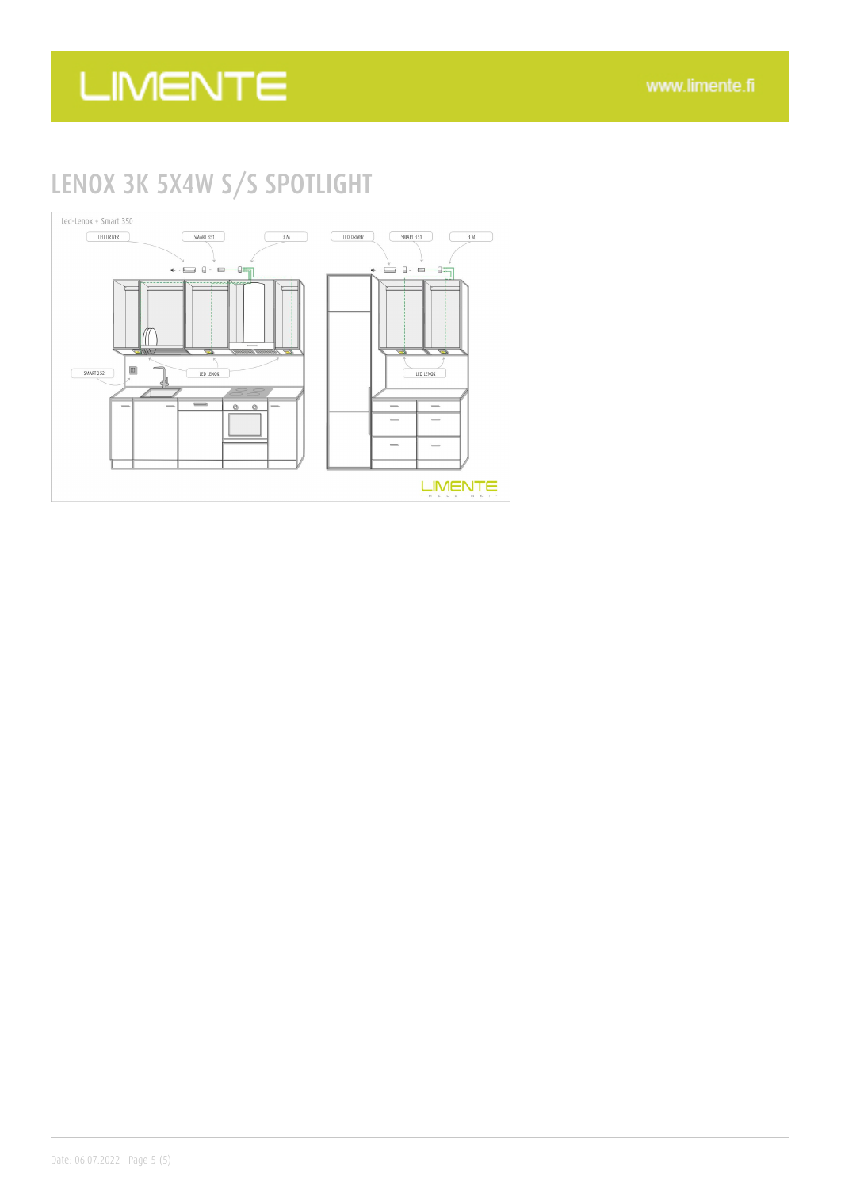# LENOX 3K 5X4W S/S SPOTLIGHT

Led-Lenox + Smart 350

LED DRIVER

SMART 351

3 M

LED DRIVER

SMART 351

3 M

SMART 352

LED LENOX

LED LENOX

LIMENTE

HELSINKI